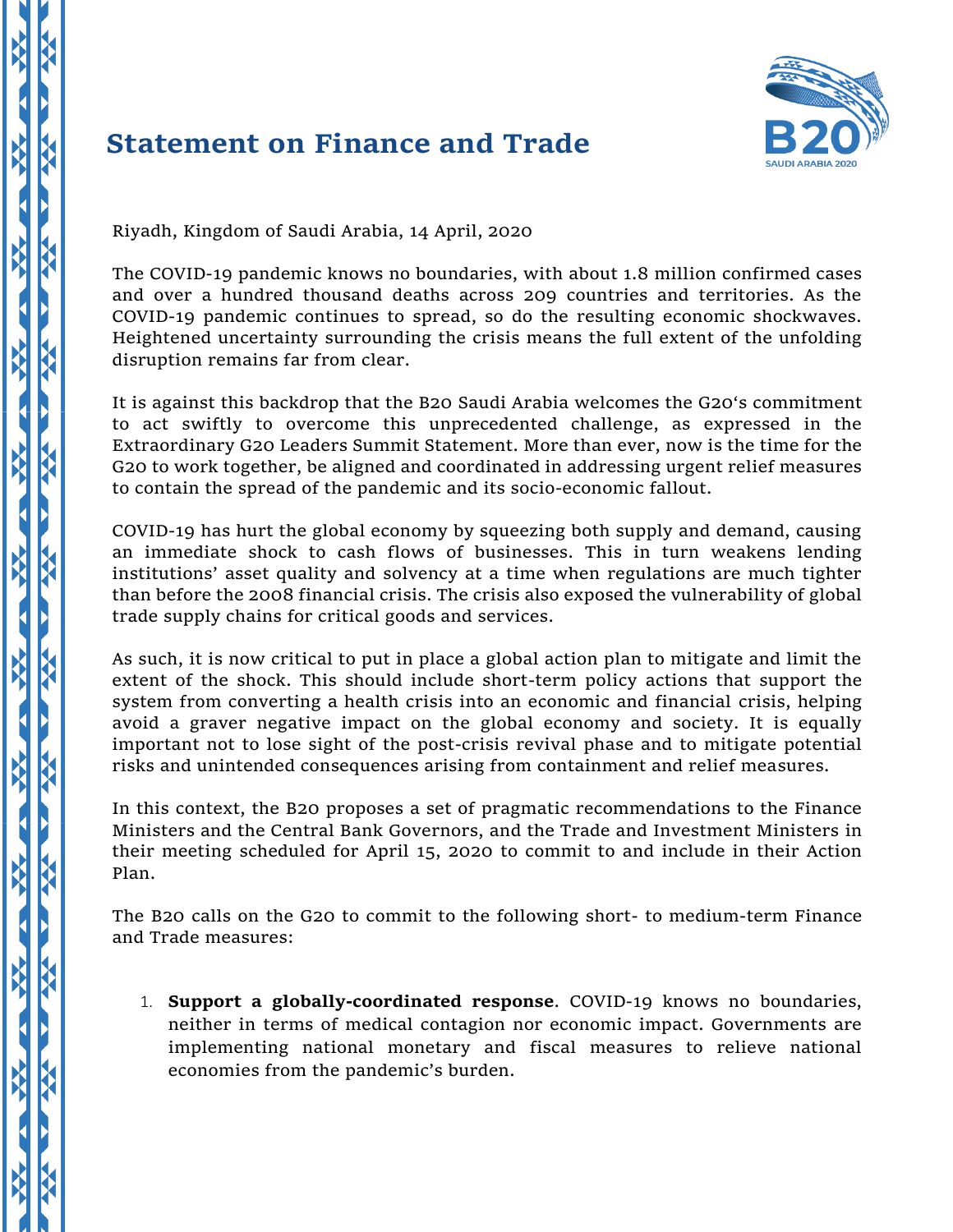# Statement on Finance and Trade

Riyadh, Kingdom of Saudi Arabia, 14 April, 2020

The COVID-19 pandemic knows no boundaries, with about 1.8 million confirmed cases and over a hundred thousand deaths across 209 countries and territories. As the COVID-19 pandemic continues to spread, so do the resulting economic shockwaves. Heightened uncertainty surrounding the crisis means the full extent of the unfolding disruption remains far from clear.

It is against this backdrop that the B20 Saudi Arabia welcomes the G20's commitment to act swiftly to overcome this unprecedented challenge, as expressed in the Extraordinary G20 Leaders Summit Statement. More than ever, now is the time for the G20 to work together, be aligned and coordinated in addressing urgent relief measures to contain the spread of the pandemic and its socio-economic fallout.

COVID-19 has hurt the global economy by squeezing both supply and demand, causing an immediate shock to cash flows of businesses. This in turn weakens lending institutions' asset quality and solvency at a time when regulations are much tighter than before the 2008 financial crisis. The crisis also exposed the vulnerability of global trade supply chains for critical goods and services.

As such, it is now critical to put in place a global action plan to mitigate and limit the extent of the shock. This should include short-term policy actions that support the system from converting a health crisis into an economic and financial crisis, helping avoid a graver negative impact on the global economy and society. It is equally important not to lose sight of the post-crisis revival phase and to mitigate potential risks and unintended consequences arising from containment and relief measures.

In this context, the B20 proposes a set of pragmatic recommendations to the Finance Ministers and the Central Bank Governors, and the Trade and Investment Ministers in their meeting scheduled for April 15, 2020 to commit to and include in their Action Plan.

The B20 calls on the G20 to commit to the following short- to medium-term Finance and Trade measures:

1. **Support a globally-coordinated response**. COVID-19 knows no boundaries, neither in terms of medical contagion nor economic impact. Governments are implementing national monetary and fiscal measures to relieve national economies from the pandemic's burden.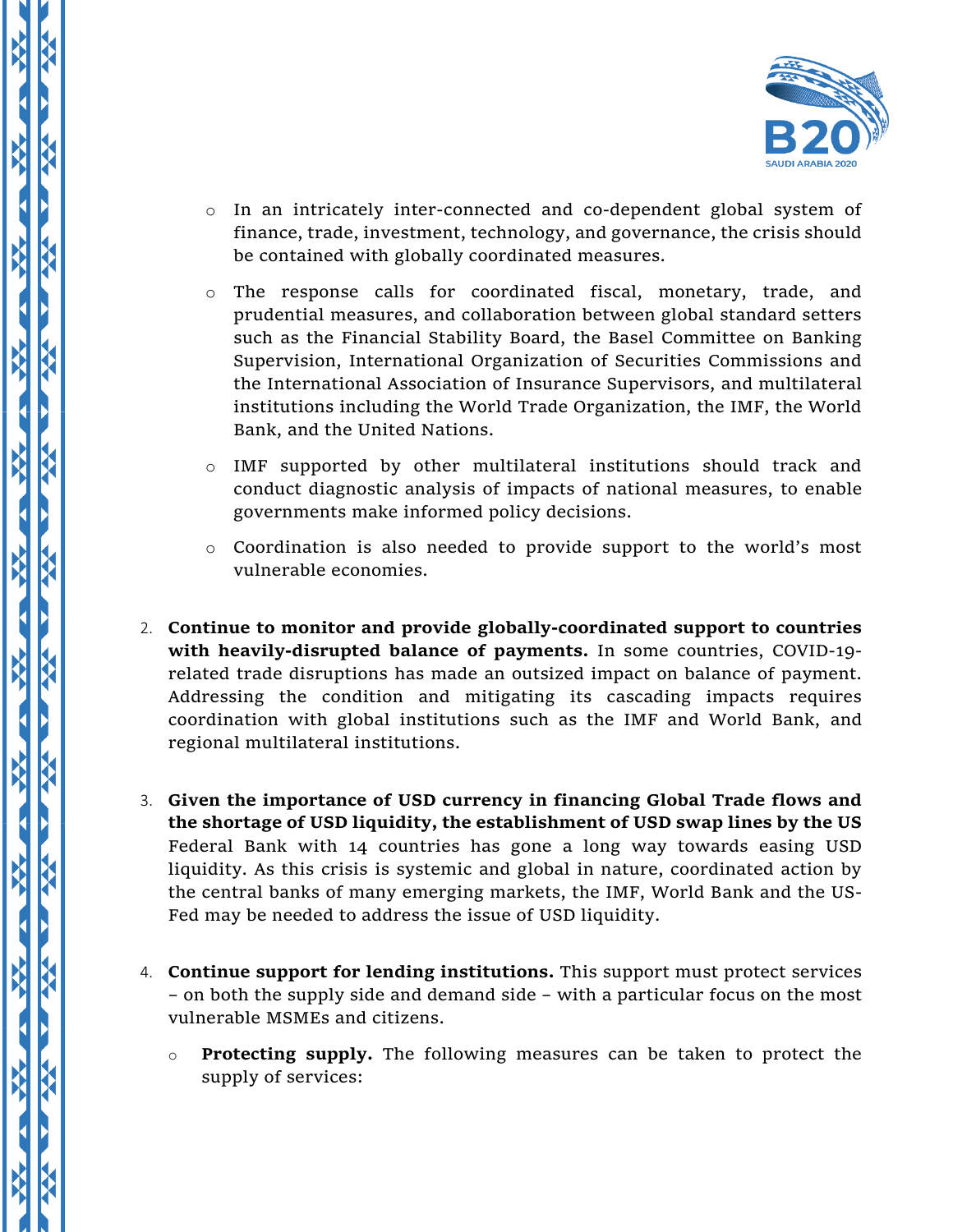- In an intricately inter-connected and co-dependent global system of finance, trade, investment, technology, and governance, the crisis should be contained with globally coordinated measures.
- The response calls for coordinated fiscal, monetary, trade, and prudential measures, and collaboration between global standard setters such as the Financial Stability Board, the Basel Committee on Banking Supervision, International Organization of Securities Commissions and the International Association of Insurance Supervisors, and multilateral institutions including the World Trade Organization, the IMF, the World Bank, and the United Nations.
- IMF supported by other multilateral institutions should track and conduct diagnostic analysis of impacts of national measures, to enable governments make informed policy decisions.
- Coordination is also needed to provide support to the world's most vulnerable economies.

2. **Continue to monitor and provide globally-coordinated support to countries with heavily-disrupted balance of payments.** In some countries, COVID-19-related trade disruptions has made an outsized impact on balance of payment. Addressing the condition and mitigating its cascading impacts requires coordination with global institutions such as the IMF and World Bank, and regional multilateral institutions.

3. **Given the importance of USD currency in financing Global Trade flows and the shortage of USD liquidity, the establishment of USD swap lines by the US** Federal Bank with 14 countries has gone a long way towards easing USD liquidity. As this crisis is systemic and global in nature, coordinated action by the central banks of many emerging markets, the IMF, World Bank and the US-Fed may be needed to address the issue of USD liquidity.

4. **Continue support for lending institutions.** This support must protect services – on both the supply side and demand side – with a particular focus on the most vulnerable MSMEs and citizens.
   - **Protecting supply.** The following measures can be taken to protect the supply of services: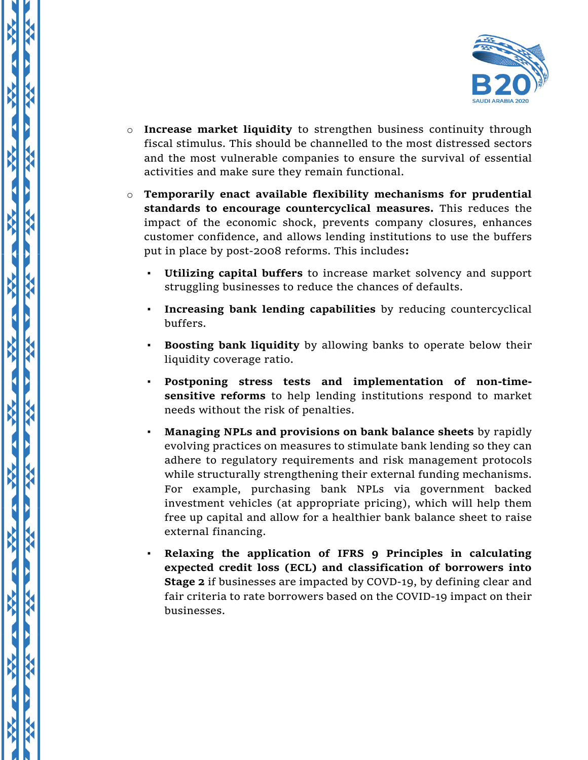- **Increase market liquidity** to strengthen business continuity through fiscal stimulus. This should be channelled to the most distressed sectors and the most vulnerable companies to ensure the survival of essential activities and make sure they remain functional.
- **Temporarily enact available flexibility mechanisms for prudential standards to encourage countercyclical measures.** This reduces the impact of the economic shock, prevents company closures, enhances customer confidence, and allows lending institutions to use the buffers put in place by post-2008 reforms. This includes**:**
    - **Utilizing capital buffers** to increase market solvency and support struggling businesses to reduce the chances of defaults.
    - **Increasing bank lending capabilities** by reducing countercyclical buffers.
    - **Boosting bank liquidity** by allowing banks to operate below their liquidity coverage ratio.
    - **Postponing stress tests and implementation of non-time-sensitive reforms** to help lending institutions respond to market needs without the risk of penalties.
    - **Managing NPLs and provisions on bank balance sheets** by rapidly evolving practices on measures to stimulate bank lending so they can adhere to regulatory requirements and risk management protocols while structurally strengthening their external funding mechanisms. For example, purchasing bank NPLs via government backed investment vehicles (at appropriate pricing), which will help them free up capital and allow for a healthier bank balance sheet to raise external financing.
    - **Relaxing the application of IFRS 9 Principles in calculating expected credit loss (ECL) and classification of borrowers into Stage 2** if businesses are impacted by COVD-19, by defining clear and fair criteria to rate borrowers based on the COVID-19 impact on their businesses.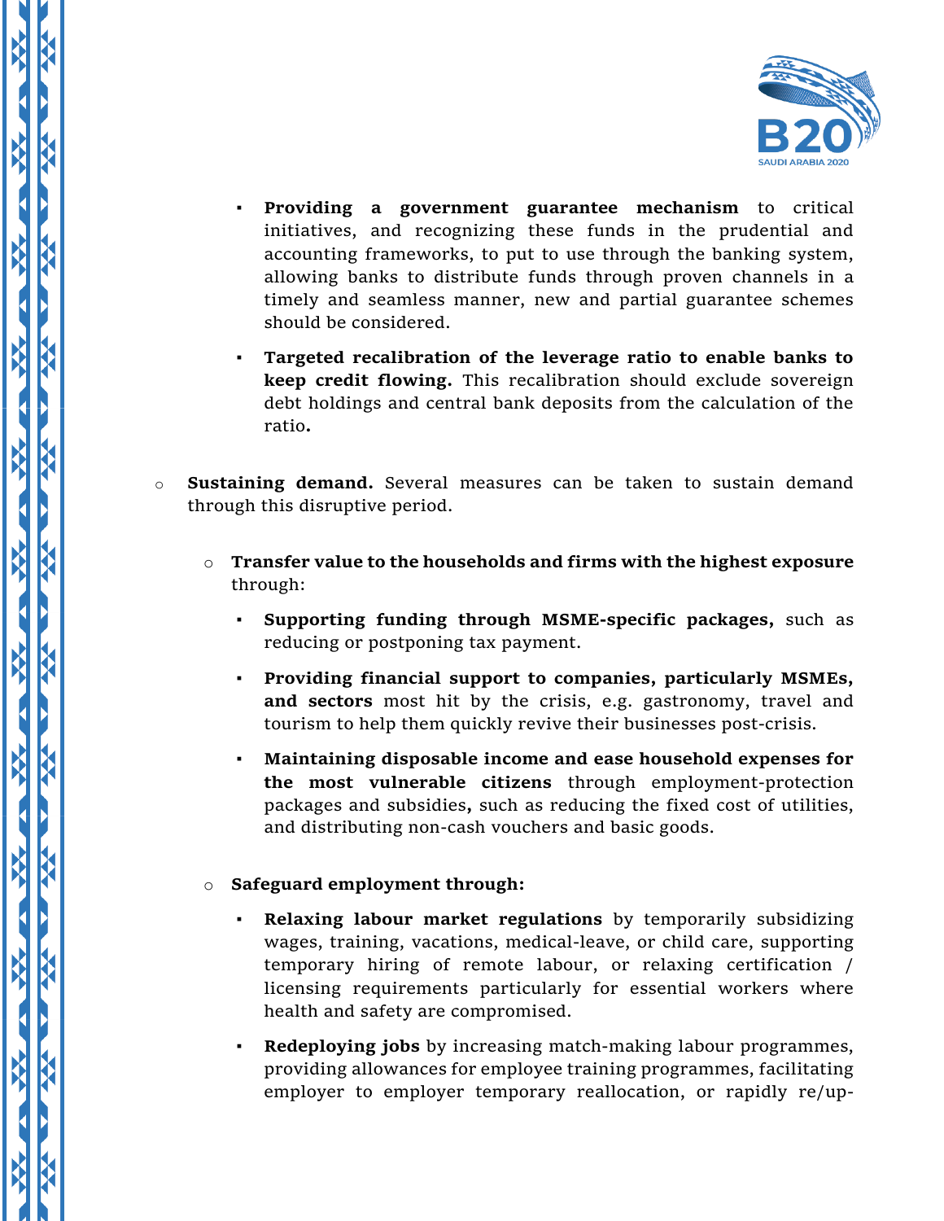- **Providing a government guarantee mechanism** to critical initiatives, and recognizing these funds in the prudential and accounting frameworks, to put to use through the banking system, allowing banks to distribute funds through proven channels in a timely and seamless manner, new and partial guarantee schemes should be considered.
  - **Targeted recalibration of the leverage ratio to enable banks to keep credit flowing.** This recalibration should exclude sovereign debt holdings and central bank deposits from the calculation of the ratio**.**

- **Sustaining demand.** Several measures can be taken to sustain demand through this disruptive period.
  - **Transfer value to the households and firms with the highest exposure** through:
    - **Supporting funding through MSME-specific packages,** such as reducing or postponing tax payment.
    - **Providing financial support to companies, particularly MSMEs, and sectors** most hit by the crisis, e.g. gastronomy, travel and tourism to help them quickly revive their businesses post-crisis.
    - **Maintaining disposable income and ease household expenses for the most vulnerable citizens** through employment-protection packages and subsidies**,** such as reducing the fixed cost of utilities, and distributing non-cash vouchers and basic goods.
  - **Safeguard employment through:**
    - **Relaxing labour market regulations** by temporarily subsidizing wages, training, vacations, medical-leave, or child care, supporting temporary hiring of remote labour, or relaxing certification / licensing requirements particularly for essential workers where health and safety are compromised.
    - **Redeploying jobs** by increasing match-making labour programmes, providing allowances for employee training programmes, facilitating employer to employer temporary reallocation, or rapidly re/up-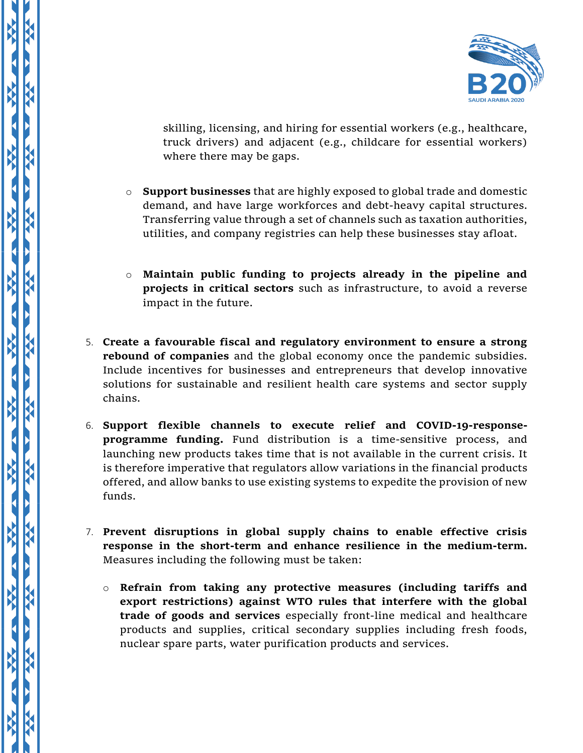skilling, licensing, and hiring for essential workers (e.g., healthcare, truck drivers) and adjacent (e.g., childcare for essential workers) where there may be gaps.

- **Support businesses** that are highly exposed to global trade and domestic demand, and have large workforces and debt-heavy capital structures. Transferring value through a set of channels such as taxation authorities, utilities, and company registries can help these businesses stay afloat.

- **Maintain public funding to projects already in the pipeline and projects in critical sectors** such as infrastructure, to avoid a reverse impact in the future.

5. **Create a favourable fiscal and regulatory environment to ensure a strong rebound of companies** and the global economy once the pandemic subsidies. Include incentives for businesses and entrepreneurs that develop innovative solutions for sustainable and resilient health care systems and sector supply chains.

6. **Support flexible channels to execute relief and COVID-19-response-programme funding.** Fund distribution is a time-sensitive process, and launching new products takes time that is not available in the current crisis. It is therefore imperative that regulators allow variations in the financial products offered, and allow banks to use existing systems to expedite the provision of new funds.

7. **Prevent disruptions in global supply chains to enable effective crisis response in the short-term and enhance resilience in the medium-term.** Measures including the following must be taken:

   - **Refrain from taking any protective measures (including tariffs and export restrictions) against WTO rules that interfere with the global trade of goods and services** especially front-line medical and healthcare products and supplies, critical secondary supplies including fresh foods, nuclear spare parts, water purification products and services.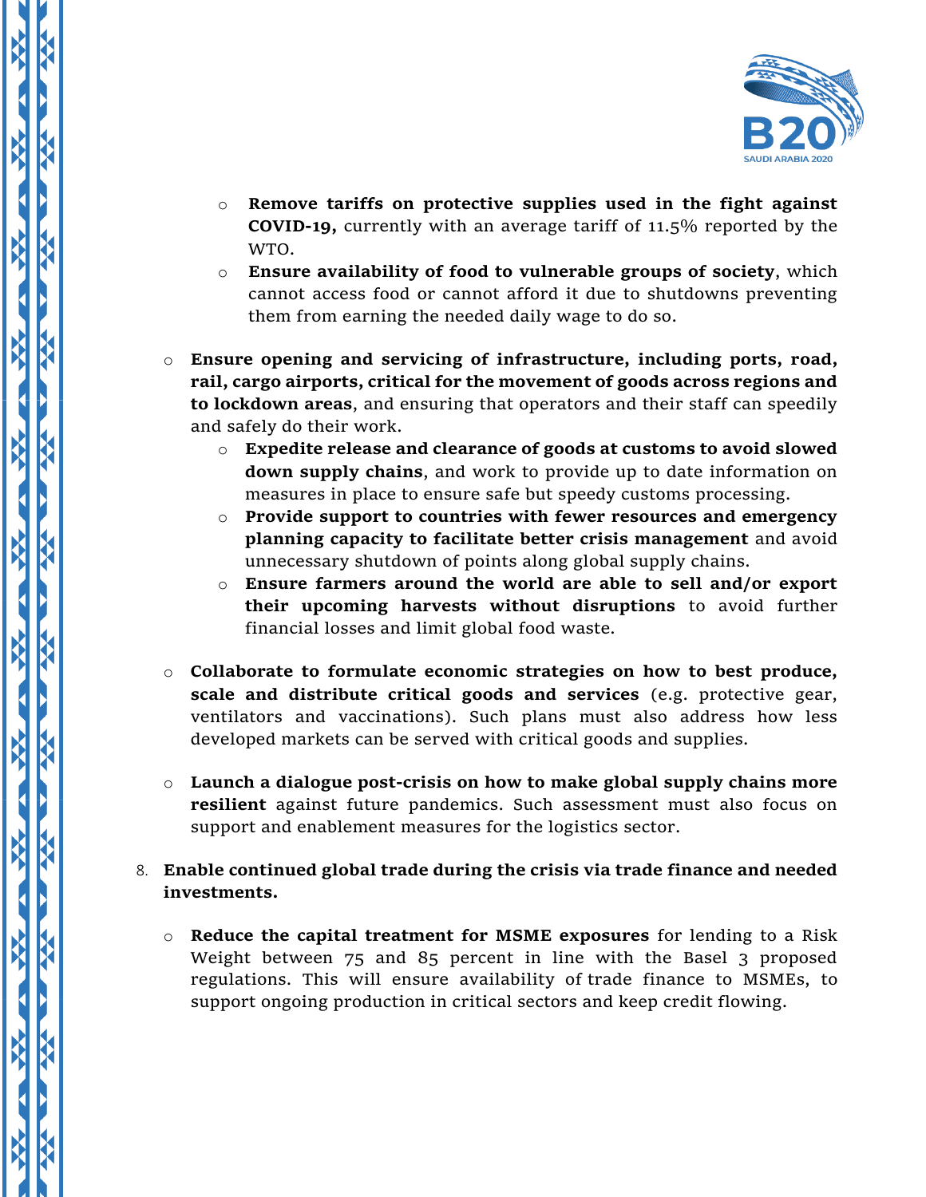- **Remove tariffs on protective supplies used in the fight against COVID-19,** currently with an average tariff of 11.5% reported by the WTO.
  - **Ensure availability of food to vulnerable groups of society**, which cannot access food or cannot afford it due to shutdowns preventing them from earning the needed daily wage to do so.

- **Ensure opening and servicing of infrastructure, including ports, road, rail, cargo airports, critical for the movement of goods across regions and to lockdown areas**, and ensuring that operators and their staff can speedily and safely do their work.
  - **Expedite release and clearance of goods at customs to avoid slowed down supply chains**, and work to provide up to date information on measures in place to ensure safe but speedy customs processing.
  - **Provide support to countries with fewer resources and emergency planning capacity to facilitate better crisis management** and avoid unnecessary shutdown of points along global supply chains.
  - **Ensure farmers around the world are able to sell and/or export their upcoming harvests without disruptions** to avoid further financial losses and limit global food waste.

- **Collaborate to formulate economic strategies on how to best produce, scale and distribute critical goods and services** (e.g. protective gear, ventilators and vaccinations). Such plans must also address how less developed markets can be served with critical goods and supplies.

- **Launch a dialogue post-crisis on how to make global supply chains more resilient** against future pandemics. Such assessment must also focus on support and enablement measures for the logistics sector.

8. **Enable continued global trade during the crisis via trade finance and needed investments.**

   - **Reduce the capital treatment for MSME exposures** for lending to a Risk Weight between 75 and 85 percent in line with the Basel 3 proposed regulations. This will ensure availability of trade finance to MSMEs, to support ongoing production in critical sectors and keep credit flowing.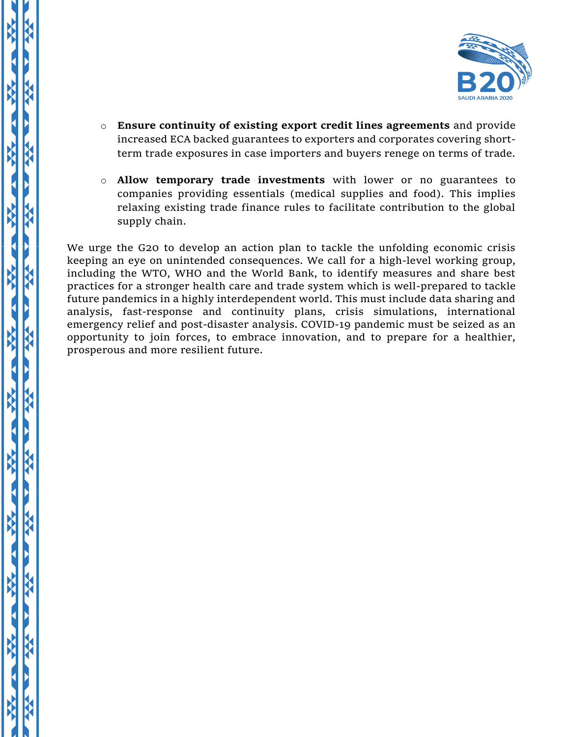- **Ensure continuity of existing export credit lines agreements** and provide increased ECA backed guarantees to exporters and corporates covering short-term trade exposures in case importers and buyers renege on terms of trade.

- **Allow temporary trade investments** with lower or no guarantees to companies providing essentials (medical supplies and food). This implies relaxing existing trade finance rules to facilitate contribution to the global supply chain.

We urge the G20 to develop an action plan to tackle the unfolding economic crisis keeping an eye on unintended consequences. We call for a high-level working group, including the WTO, WHO and the World Bank, to identify measures and share best practices for a stronger health care and trade system which is well-prepared to tackle future pandemics in a highly interdependent world. This must include data sharing and analysis, fast-response and continuity plans, crisis simulations, international emergency relief and post-disaster analysis. COVID-19 pandemic must be seized as an opportunity to join forces, to embrace innovation, and to prepare for a healthier, prosperous and more resilient future.